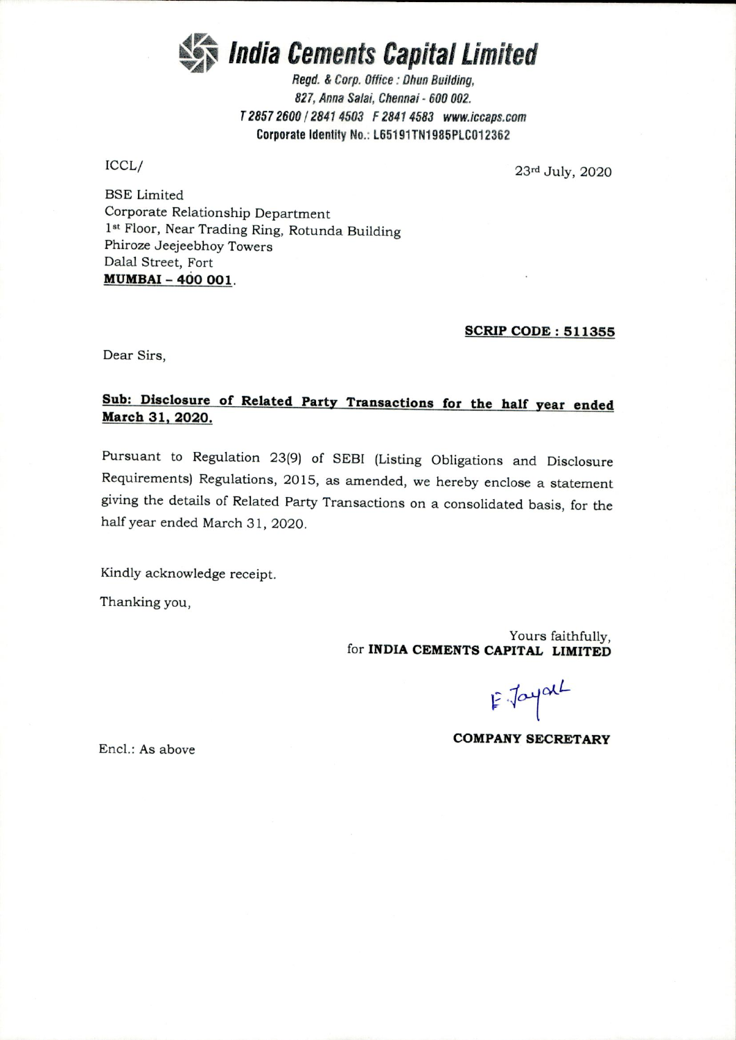# India Cements Capital Limited

*Regd. & Corp. Office : Dhun Building,*
*827, Anna Salai, Chennai - 600 002.*
*T 2857 2600 / 2841 4503 F 2841 4583 www.iccaps.com*
**Corporate Identity No.: L65191TN1985PLC012362**

ICCL/

23rd July, 2020

BSE Limited
Corporate Relationship Department
1st Floor, Near Trading Ring, Rotunda Building
Phiroze Jeejeebhoy Towers
Dalal Street, Fort
**MUMBAI – 400 001**.

**SCRIP CODE : 511355**

Dear Sirs,

**Sub: Disclosure of Related Party Transactions for the half year ended March 31, 2020.**

Pursuant to Regulation 23(9) of SEBI (Listing Obligations and Disclosure Requirements) Regulations, 2015, as amended, we hereby enclose a statement giving the details of Related Party Transactions on a consolidated basis, for the half year ended March 31, 2020.

Kindly acknowledge receipt.

Thanking you,

Yours faithfully,
for **INDIA CEMENTS CAPITAL LIMITED**

E. Jayal

**COMPANY SECRETARY**

Encl.: As above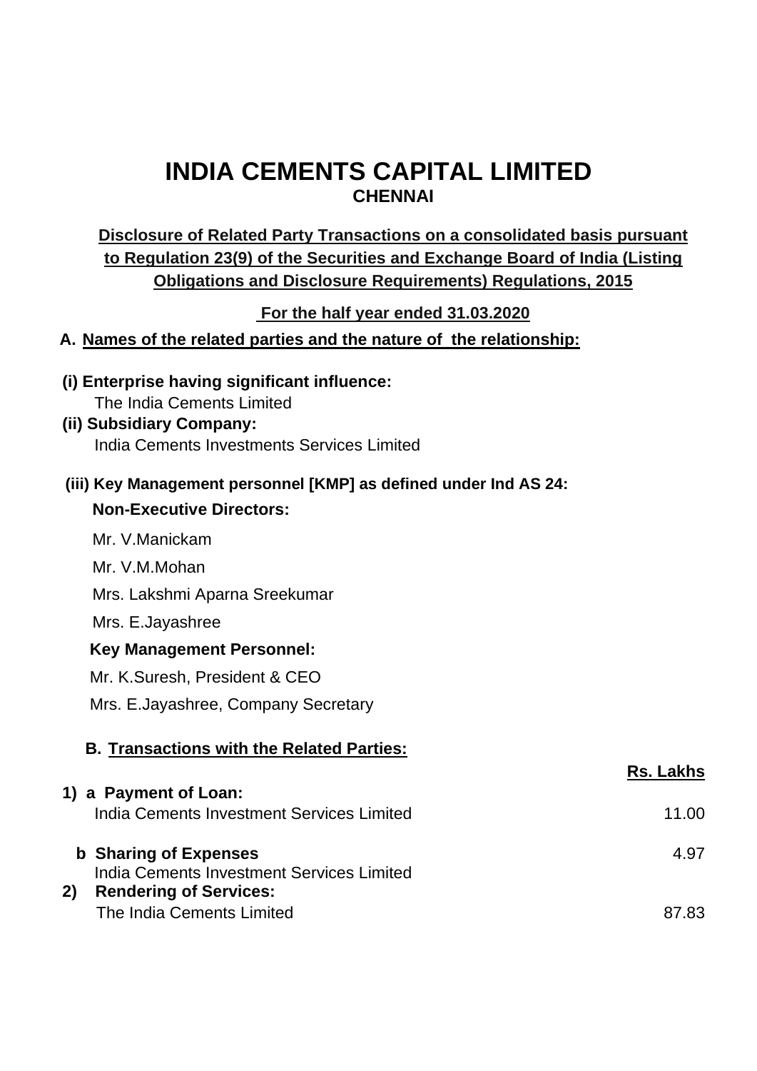# INDIA CEMENTS CAPITAL LIMITED

## CHENNAI

**Disclosure of Related Party Transactions on a consolidated basis pursuant to Regulation 23(9) of the Securities and Exchange Board of India (Listing Obligations and Disclosure Requirements) Regulations, 2015**

**For the half year ended 31.03.2020**

### A. Names of the related parties and the nature of the relationship:

**(i) Enterprise having significant influence:**

The India Cements Limited

**(ii) Subsidiary Company:**

India Cements Investments Services Limited

**(iii) Key Management personnel [KMP] as defined under Ind AS 24:**

**Non-Executive Directors:**

Mr. V.Manickam

Mr. V.M.Mohan

Mrs. Lakshmi Aparna Sreekumar

Mrs. E.Jayashree

**Key Management Personnel:**

Mr. K.Suresh, President & CEO

Mrs. E.Jayashree, Company Secretary

### B. Transactions with the Related Parties:

| | Rs. Lakhs |
|---|---|
| **1) a Payment of Loan:** | |
| India Cements Investment Services Limited | 11.00 |
| **b Sharing of Expenses** | 4.97 |
| India Cements Investment Services Limited | |
| **2) Rendering of Services:** | |
| The India Cements Limited | 87.83 |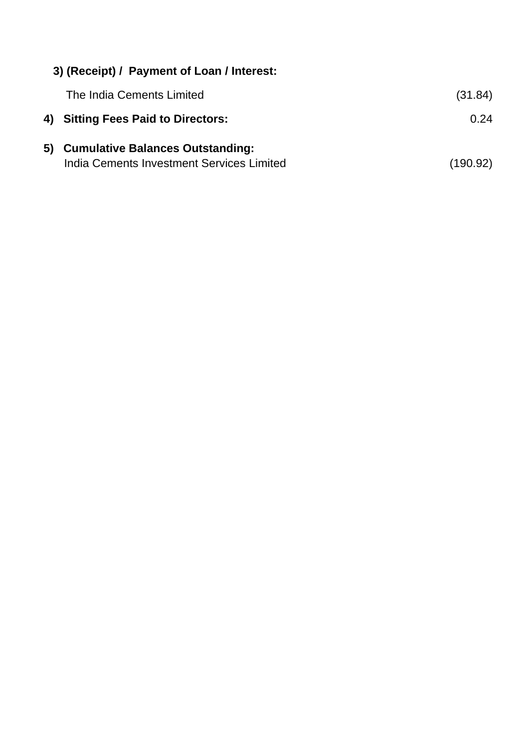| | |
|---|---|
| **3) (Receipt) / Payment of Loan / Interest:** | |
| The India Cements Limited | (31.84) |
| **4) Sitting Fees Paid to Directors:** | 0.24 |
| **5) Cumulative Balances Outstanding:** | |
| India Cements Investment Services Limited | (190.92) |